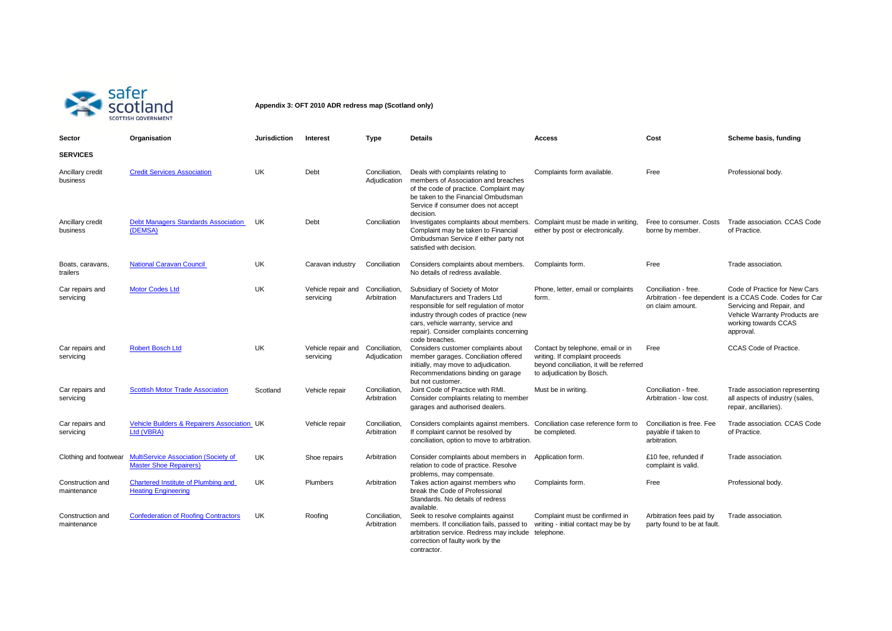**Appendix 3: OFT 2010 ADR redress map (Scotland only)**

| Sector | Organisation | Jurisdiction | Interest | Type | Details | Access | Cost | Scheme basis, funding |
|---|---|---|---|---|---|---|---|---|
| **SERVICES** | | | | | | | | |
| Ancillary credit business | Credit Services Association | UK | Debt | Conciliation, Adjudication | Deals with complaints relating to members of Association and breaches of the code of practice. Complaint may be taken to the Financial Ombudsman Service if consumer does not accept decision. | Complaints form available. | Free | Professional body. |
| Ancillary credit business | Debt Managers Standards Association (DEMSA) | UK | Debt | Conciliation | Investigates complaints about members. Complaint may be taken to Financial Ombudsman Service if either party not satisfied with decision. | Complaint must be made in writing, either by post or electronically. | Free to consumer. Costs borne by member. | Trade association. CCAS Code of Practice. |
| Boats, caravans, trailers | National Caravan Council | UK | Caravan industry | Conciliation | Considers complaints about members. No details of redress available. | Complaints form. | Free | Trade association. |
| Car repairs and servicing | Motor Codes Ltd | UK | Vehicle repair and servicing | Conciliation, Arbitration | Subsidiary of Society of Motor Manufacturers and Traders Ltd responsible for self regulation of motor industry through codes of practice (new cars, vehicle warranty, service and repair). Consider complaints concerning code breaches. | Phone, letter, email or complaints form. | Conciliation - free. Arbitration - fee dependent on claim amount. | Code of Practice for New Cars is a CCAS Code. Codes for Car Servicing and Repair, and Vehicle Warranty Products are working towards CCAS approval. |
| Car repairs and servicing | Robert Bosch Ltd | UK | Vehicle repair and servicing | Conciliation, Adjudication | Considers customer complaints about member garages. Conciliation offered initially, may move to adjudication. Recommendations binding on garage but not customer. | Contact by telephone, email or in writing. If complaint proceeds beyond conciliation, it will be referred to adjudication by Bosch. | Free | CCAS Code of Practice. |
| Car repairs and servicing | Scottish Motor Trade Association | Scotland | Vehicle repair | Conciliation, Arbitration | Joint Code of Practice with RMI. Consider complaints relating to member garages and authorised dealers. | Must be in writing. | Conciliation - free. Arbitration - low cost. | Trade association representing all aspects of industry (sales, repair, ancillaries). |
| Car repairs and servicing | Vehicle Builders & Repairers Association Ltd (VBRA) | UK | Vehicle repair | Conciliation, Arbitration | Considers complaints against members. If complaint cannot be resolved by conciliation, option to move to arbitration. | Conciliation case reference form to be completed. | Conciliation is free. Fee payable if taken to arbitration. | Trade association. CCAS Code of Practice. |
| Clothing and footwear | MultiService Association (Society of Master Shoe Repairers) | UK | Shoe repairs | Arbitration | Consider complaints about members in relation to code of practice. Resolve problems, may compensate. | Application form. | £10 fee, refunded if complaint is valid. | Trade association. |
| Construction and maintenance | Chartered Institute of Plumbing and Heating Engineering | UK | Plumbers | Arbitration | Takes action against members who break the Code of Professional Standards. No details of redress available. | Complaints form. | Free | Professional body. |
| Construction and maintenance | Confederation of Roofing Contractors | UK | Roofing | Conciliation, Arbitration | Seek to resolve complaints against members. If conciliation fails, passed to arbitration service. Redress may include correction of faulty work by the contractor. | Complaint must be confirmed in writing - initial contact may be by telephone. | Arbitration fees paid by party found to be at fault. | Trade association. |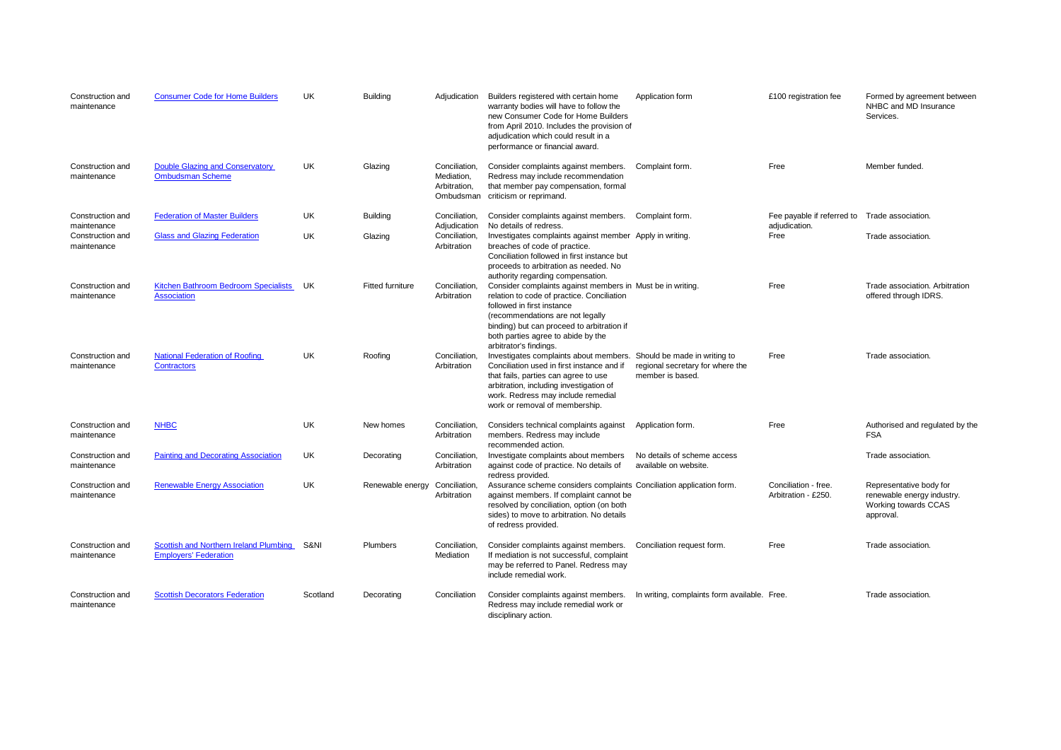| | | | | | | | | |
|---|---|---|---|---|---|---|---|---|
| Construction and maintenance | Consumer Code for Home Builders | UK | Building | Adjudication | Builders registered with certain home warranty bodies will have to follow the new Consumer Code for Home Builders from April 2010. Includes the provision of adjudication which could result in a performance or financial award. | Application form | £100 registration fee | Formed by agreement between NHBC and MD Insurance Services. |
| Construction and maintenance | Double Glazing and Conservatory Ombudsman Scheme | UK | Glazing | Conciliation, Mediation, Arbitration, Ombudsman | Consider complaints against members. Redress may include recommendation that member pay compensation, formal criticism or reprimand. | Complaint form. | Free | Member funded. |
| Construction and maintenance | Federation of Master Builders | UK | Building | Conciliation, Adjudication | Consider complaints against members. No details of redress. | Complaint form. | Fee payable if referred to adjudication. | Trade association. |
| Construction and maintenance | Glass and Glazing Federation | UK | Glazing | Conciliation, Arbitration | Investigates complaints against member breaches of code of practice. Conciliation followed in first instance but proceeds to arbitration as needed. No authority regarding compensation. | Apply in writing. | Free | Trade association. |
| Construction and maintenance | Kitchen Bathroom Bedroom Specialists Association | UK | Fitted furniture | Conciliation, Arbitration | Consider complaints against members in relation to code of practice. Conciliation followed in first instance (recommendations are not legally binding) but can proceed to arbitration if both parties agree to abide by the arbitrator's findings. | Must be in writing. | Free | Trade association. Arbitration offered through IDRS. |
| Construction and maintenance | National Federation of Roofing Contractors | UK | Roofing | Conciliation, Arbitration | Investigates complaints about members. Conciliation used in first instance and if that fails, parties can agree to use arbitration, including investigation of work. Redress may include remedial work or removal of membership. | Should be made in writing to regional secretary for where the member is based. | Free | Trade association. |
| Construction and maintenance | NHBC | UK | New homes | Conciliation, Arbitration | Considers technical complaints against members. Redress may include recommended action. | Application form. | Free | Authorised and regulated by the FSA |
| Construction and maintenance | Painting and Decorating Association | UK | Decorating | Conciliation, Arbitration | Investigate complaints about members against code of practice. No details of redress provided. | No details of scheme access available on website. | | Trade association. |
| Construction and maintenance | Renewable Energy Association | UK | Renewable energy | Conciliation, Arbitration | Assurance scheme considers complaints against members. If complaint cannot be resolved by conciliation, option (on both sides) to move to arbitration. No details of redress provided. | Conciliation application form. | Conciliation - free. Arbitration - £250. | Representative body for renewable energy industry. Working towards CCAS approval. |
| Construction and maintenance | Scottish and Northern Ireland Plumbing Employers' Federation | S&NI | Plumbers | Conciliation, Mediation | Consider complaints against members. If mediation is not successful, complaint may be referred to Panel. Redress may include remedial work. | Conciliation request form. | Free | Trade association. |
| Construction and maintenance | Scottish Decorators Federation | Scotland | Decorating | Conciliation | Consider complaints against members. Redress may include remedial work or disciplinary action. | In writing, complaints form available. | Free. | Trade association. |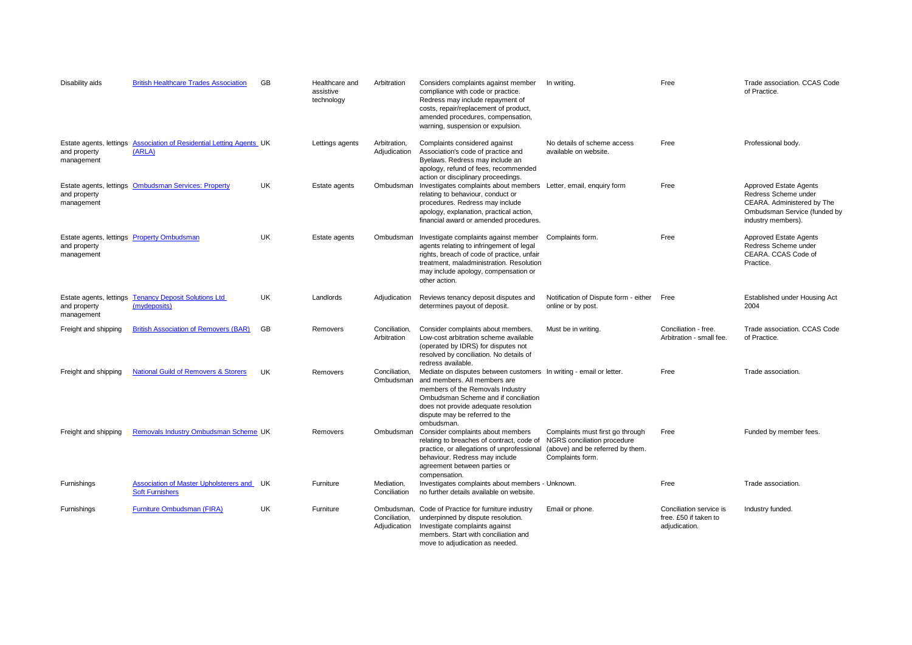| | | | | | | | | |
|---|---|---|---|---|---|---|---|---|
| Disability aids | British Healthcare Trades Association | GB | Healthcare and assistive technology | Arbitration | Considers complaints against member compliance with code or practice. Redress may include repayment of costs, repair/replacement of product, amended procedures, compensation, warning, suspension or expulsion. | In writing. | Free | Trade association. CCAS Code of Practice. |
| Estate agents, lettings and property management | Association of Residential Letting Agents (ARLA) | UK | Lettings agents | Arbitration, Adjudication | Complaints considered against Association's code of practice and Byelaws. Redress may include an apology, refund of fees, recommended action or disciplinary proceedings. | No details of scheme access available on website. | Free | Professional body. |
| Estate agents, lettings and property management | Ombudsman Services: Property | UK | Estate agents | Ombudsman | Investigates complaints about members relating to behaviour, conduct or procedures. Redress may include apology, explanation, practical action, financial award or amended procedures. | Letter, email, enquiry form | Free | Approved Estate Agents Redress Scheme under CEARA. Administered by The Ombudsman Service (funded by industry members). |
| Estate agents, lettings and property management | Property Ombudsman | UK | Estate agents | Ombudsman | Investigate complaints against member agents relating to infringement of legal rights, breach of code of practice, unfair treatment, maladministration. Resolution may include apology, compensation or other action. | Complaints form. | Free | Approved Estate Agents Redress Scheme under CEARA. CCAS Code of Practice. |
| Estate agents, lettings and property management | Tenancy Deposit Solutions Ltd (mydeposits) | UK | Landlords | Adjudication | Reviews tenancy deposit disputes and determines payout of deposit. | Notification of Dispute form - either online or by post. | Free | Established under Housing Act 2004 |
| Freight and shipping | British Association of Removers (BAR) | GB | Removers | Conciliation, Arbitration | Consider complaints about members. Low-cost arbitration scheme available (operated by IDRS) for disputes not resolved by conciliation. No details of redress available. | Must be in writing. | Conciliation - free. Arbitration - small fee. | Trade association. CCAS Code of Practice. |
| Freight and shipping | National Guild of Removers & Storers | UK | Removers | Conciliation, Ombudsman | Mediate on disputes between customers and members. All members are members of the Removals Industry Ombudsman Scheme and if conciliation does not provide adequate resolution dispute may be referred to the ombudsman. | In writing - email or letter. | Free | Trade association. |
| Freight and shipping | Removals Industry Ombudsman Scheme | UK | Removers | Ombudsman | Consider complaints about members relating to breaches of contract, code of practice, or allegations of unprofessional behaviour. Redress may include agreement between parties or compensation. | Complaints must first go through NGRS conciliation procedure (above) and be referred by them. Complaints form. | Free | Funded by member fees. |
| Furnishings | Association of Master Upholsterers and Soft Furnishers | UK | Furniture | Mediation, Conciliation | Investigates complaints about members - no further details available on website. | Unknown. | Free | Trade association. |
| Furnishings | Furniture Ombudsman (FIRA) | UK | Furniture | Ombudsman, Conciliation, Adjudication | Code of Practice for furniture industry underpinned by dispute resolution. Investigate complaints against members. Start with conciliation and move to adjudication as needed. | Email or phone. | Conciliation service is free. £50 if taken to adjudication. | Industry funded. |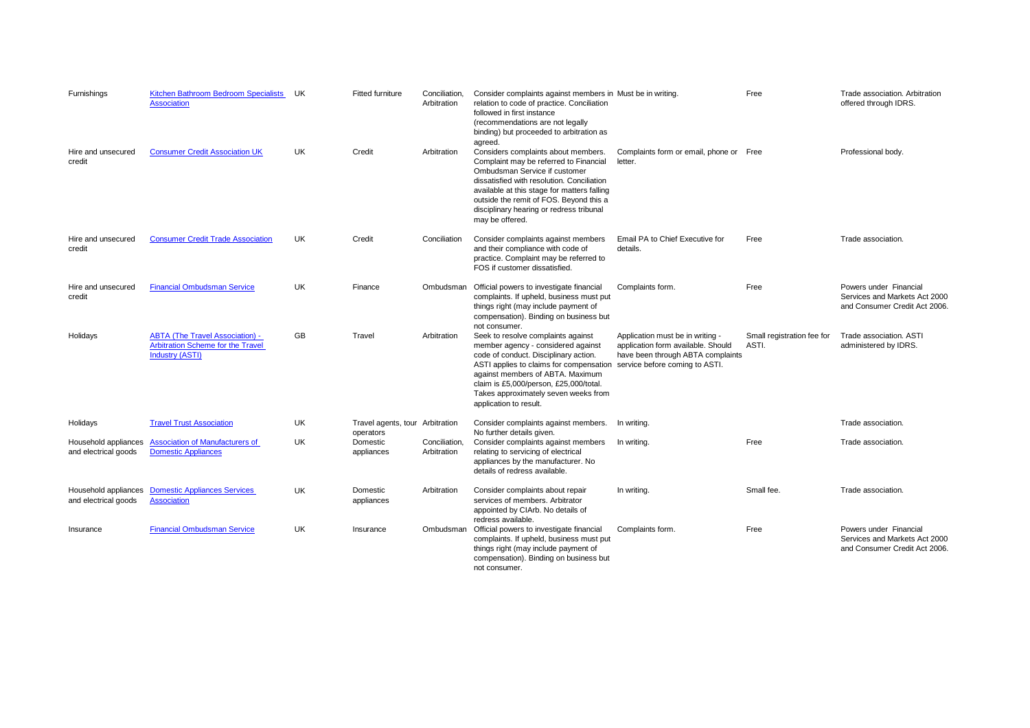| | | | | | | | | |
|---|---|---|---|---|---|---|---|---|
| Furnishings | [Kitchen Bathroom Bedroom Specialists Association]() | UK | Fitted furniture | Conciliation, Arbitration | Consider complaints against members in relation to code of practice. Conciliation followed in first instance (recommendations are not legally binding) but proceeded to arbitration as agreed. | Must be in writing. | Free | Trade association. Arbitration offered through IDRS. |
| Hire and unsecured credit | [Consumer Credit Association UK]() | UK | Credit | Arbitration | Considers complaints about members. Complaint may be referred to Financial Ombudsman Service if customer dissatisfied with resolution. Conciliation available at this stage for matters falling outside the remit of FOS. Beyond this a disciplinary hearing or redress tribunal may be offered. | Complaints form or email, phone or letter. | Free | Professional body. |
| Hire and unsecured credit | [Consumer Credit Trade Association]() | UK | Credit | Conciliation | Consider complaints against members and their compliance with code of practice. Complaint may be referred to FOS if customer dissatisfied. | Email PA to Chief Executive for details. | Free | Trade association. |
| Hire and unsecured credit | [Financial Ombudsman Service]() | UK | Finance | Ombudsman | Official powers to investigate financial complaints. If upheld, business must put things right (may include payment of compensation). Binding on business but not consumer. | Complaints form. | Free | Powers under Financial Services and Markets Act 2000 and Consumer Credit Act 2006. |
| Holidays | [ABTA (The Travel Association) - Arbitration Scheme for the Travel Industry (ASTI)]() | GB | Travel | Arbitration | Seek to resolve complaints against member agency - considered against code of conduct. Disciplinary action. ASTI applies to claims for compensation against members of ABTA. Maximum claim is £5,000/person, £25,000/total. Takes approximately seven weeks from application to result. | Application must be in writing - application form available. Should have been through ABTA complaints service before coming to ASTI. | Small registration fee for ASTI. | Trade association. ASTI administered by IDRS. |
| Holidays | [Travel Trust Association]() | UK | Travel agents, tour operators | Arbitration | Consider complaints against members. No further details given. | In writing. | | Trade association. |
| Household appliances and electrical goods | [Association of Manufacturers of Domestic Appliances]() | UK | Domestic appliances | Conciliation, Arbitration | Consider complaints against members relating to servicing of electrical appliances by the manufacturer. No details of redress available. | In writing. | Free | Trade association. |
| Household appliances and electrical goods | [Domestic Appliances Services Association]() | UK | Domestic appliances | Arbitration | Consider complaints about repair services of members. Arbitrator appointed by CIArb. No details of redress available. | In writing. | Small fee. | Trade association. |
| Insurance | [Financial Ombudsman Service]() | UK | Insurance | Ombudsman | Official powers to investigate financial complaints. If upheld, business must put things right (may include payment of compensation). Binding on business but not consumer. | Complaints form. | Free | Powers under Financial Services and Markets Act 2000 and Consumer Credit Act 2006. |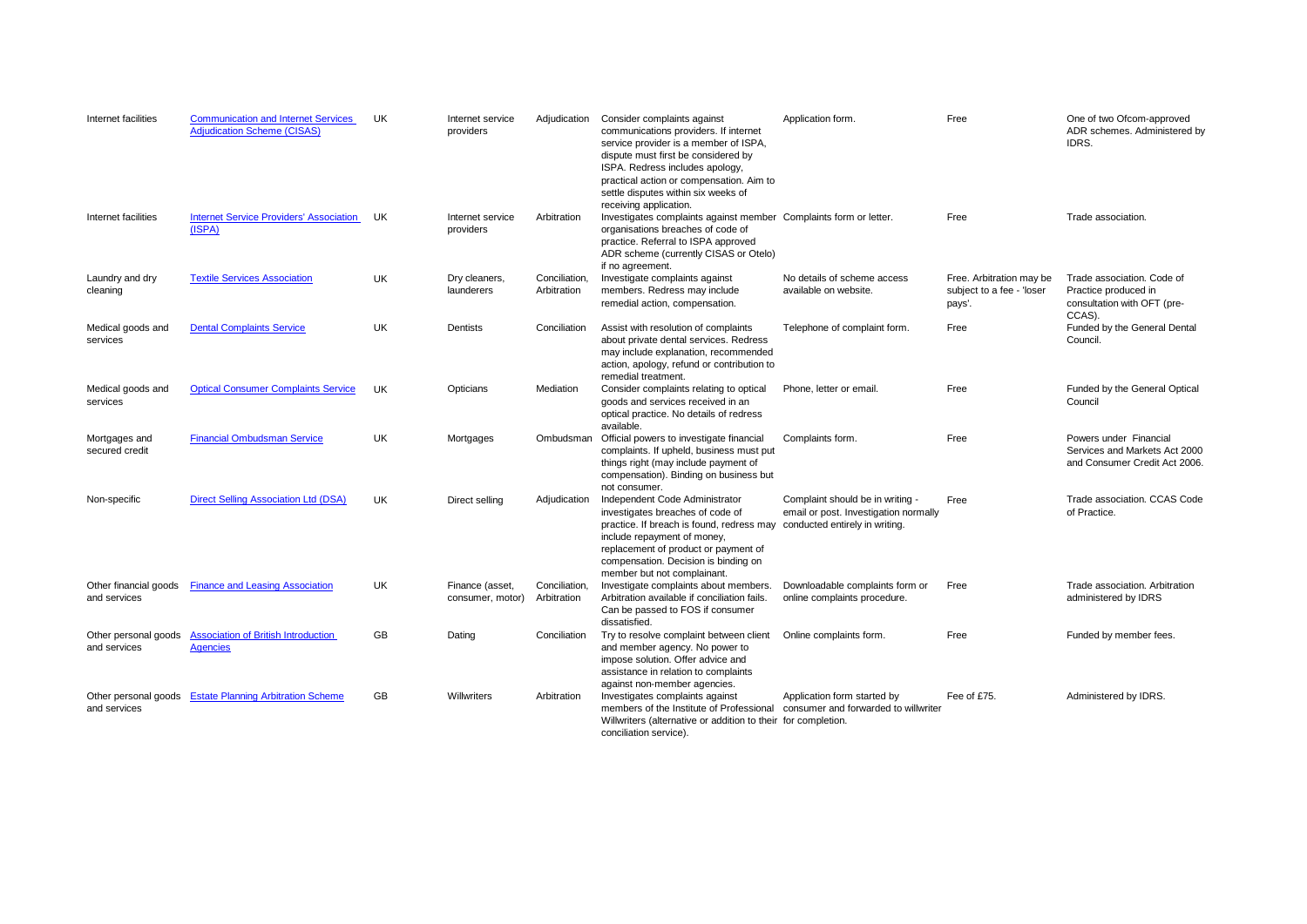| | | | | | | | | |
|---|---|---|---|---|---|---|---|---|
| Internet facilities | Communication and Internet Services Adjudication Scheme (CISAS) | UK | Internet service providers | Adjudication | Consider complaints against communications providers. If internet service provider is a member of ISPA, dispute must first be considered by ISPA. Redress includes apology, practical action or compensation. Aim to settle disputes within six weeks of receiving application. | Application form. | Free | One of two Ofcom-approved ADR schemes. Administered by IDRS. |
| Internet facilities | Internet Service Providers' Association (ISPA) | UK | Internet service providers | Arbitration | Investigates complaints against member organisations breaches of code of practice. Referral to ISPA approved ADR scheme (currently CISAS or Otelo) if no agreement. | Complaints form or letter. | Free | Trade association. |
| Laundry and dry cleaning | Textile Services Association | UK | Dry cleaners, launderers | Conciliation, Arbitration | Investigate complaints against members. Redress may include remedial action, compensation. | No details of scheme access available on website. | Free. Arbitration may be subject to a fee - 'loser pays'. | Trade association. Code of Practice produced in consultation with OFT (pre-CCAS). |
| Medical goods and services | Dental Complaints Service | UK | Dentists | Conciliation | Assist with resolution of complaints about private dental services. Redress may include explanation, recommended action, apology, refund or contribution to remedial treatment. | Telephone of complaint form. | Free | Funded by the General Dental Council. |
| Medical goods and services | Optical Consumer Complaints Service | UK | Opticians | Mediation | Consider complaints relating to optical goods and services received in an optical practice. No details of redress available. | Phone, letter or email. | Free | Funded by the General Optical Council |
| Mortgages and secured credit | Financial Ombudsman Service | UK | Mortgages | Ombudsman | Official powers to investigate financial complaints. If upheld, business must put things right (may include payment of compensation). Binding on business but not consumer. | Complaints form. | Free | Powers under Financial Services and Markets Act 2000 and Consumer Credit Act 2006. |
| Non-specific | Direct Selling Association Ltd (DSA) | UK | Direct selling | Adjudication | Independent Code Administrator investigates breaches of code of practice. If breach is found, redress may include repayment of money, replacement of product or payment of compensation. Decision is binding on member but not complainant. | Complaint should be in writing - email or post. Investigation normally conducted entirely in writing. | Free | Trade association. CCAS Code of Practice. |
| Other financial goods and services | Finance and Leasing Association | UK | Finance (asset, consumer, motor) | Conciliation, Arbitration | Investigate complaints about members. Arbitration available if conciliation fails. Can be passed to FOS if consumer dissatisfied. | Downloadable complaints form or online complaints procedure. | Free | Trade association. Arbitration administered by IDRS |
| Other personal goods and services | Association of British Introduction Agencies | GB | Dating | Conciliation | Try to resolve complaint between client and member agency. No power to impose solution. Offer advice and assistance in relation to complaints against non-member agencies. | Online complaints form. | Free | Funded by member fees. |
| Other personal goods and services | Estate Planning Arbitration Scheme | GB | Willwriters | Arbitration | Investigates complaints against members of the Institute of Professional Willwriters (alternative or addition to their conciliation service). | Application form started by consumer and forwarded to willwriter for completion. | Fee of £75. | Administered by IDRS. |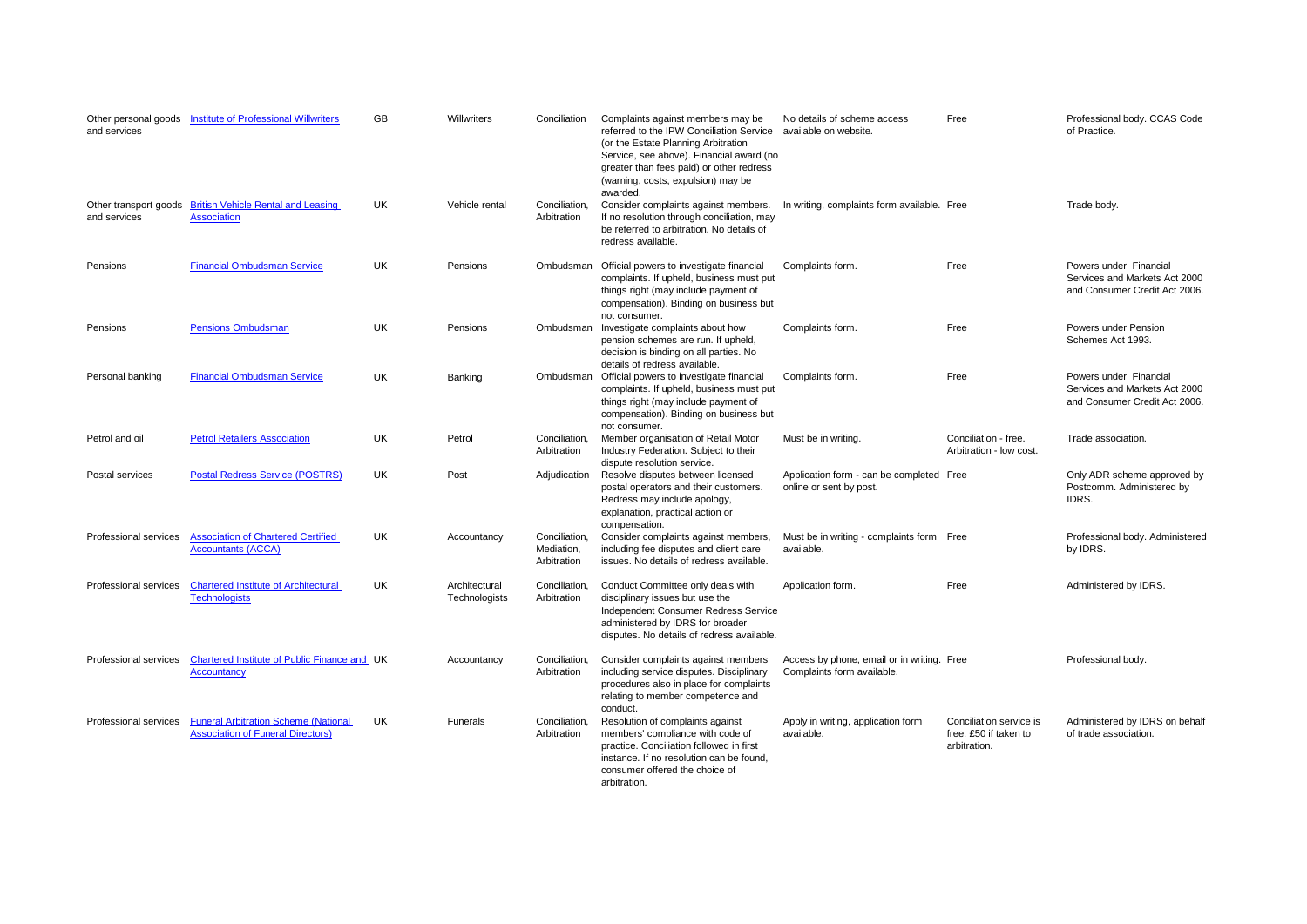| | | | | | | | | |
|---|---|---|---|---|---|---|---|---|
| Other personal goods and services | Institute of Professional Willwriters | GB | Willwriters | Conciliation | Complaints against members may be referred to the IPW Conciliation Service (or the Estate Planning Arbitration Service, see above). Financial award (no greater than fees paid) or other redress (warning, costs, expulsion) may be awarded. | No details of scheme access available on website. | Free | Professional body. CCAS Code of Practice. |
| Other transport goods and services | British Vehicle Rental and Leasing Association | UK | Vehicle rental | Conciliation, Arbitration | Consider complaints against members. If no resolution through conciliation, may be referred to arbitration. No details of redress available. | In writing, complaints form available. | Free | Trade body. |
| Pensions | Financial Ombudsman Service | UK | Pensions | Ombudsman | Official powers to investigate financial complaints. If upheld, business must put things right (may include payment of compensation). Binding on business but not consumer. | Complaints form. | Free | Powers under Financial Services and Markets Act 2000 and Consumer Credit Act 2006. |
| Pensions | Pensions Ombudsman | UK | Pensions | Ombudsman | Investigate complaints about how pension schemes are run. If upheld, decision is binding on all parties. No details of redress available. | Complaints form. | Free | Powers under Pension Schemes Act 1993. |
| Personal banking | Financial Ombudsman Service | UK | Banking | Ombudsman | Official powers to investigate financial complaints. If upheld, business must put things right (may include payment of compensation). Binding on business but not consumer. | Complaints form. | Free | Powers under Financial Services and Markets Act 2000 and Consumer Credit Act 2006. |
| Petrol and oil | Petrol Retailers Association | UK | Petrol | Conciliation, Arbitration | Member organisation of Retail Motor Industry Federation. Subject to their dispute resolution service. | Must be in writing. | Conciliation - free. Arbitration - low cost. | Trade association. |
| Postal services | Postal Redress Service (POSTRS) | UK | Post | Adjudication | Resolve disputes between licensed postal operators and their customers. Redress may include apology, explanation, practical action or compensation. | Application form - can be completed online or sent by post. | Free | Only ADR scheme approved by Postcomm. Administered by IDRS. |
| Professional services | Association of Chartered Certified Accountants (ACCA) | UK | Accountancy | Conciliation, Mediation, Arbitration | Consider complaints against members, including fee disputes and client care issues. No details of redress available. | Must be in writing - complaints form available. | Free | Professional body. Administered by IDRS. |
| Professional services | Chartered Institute of Architectural Technologists | UK | Architectural Technologists | Conciliation, Arbitration | Conduct Committee only deals with disciplinary issues but use the Independent Consumer Redress Service administered by IDRS for broader disputes. No details of redress available. | Application form. | Free | Administered by IDRS. |
| Professional services | Chartered Institute of Public Finance and Accountancy | UK | Accountancy | Conciliation, Arbitration | Consider complaints against members including service disputes. Disciplinary procedures also in place for complaints relating to member competence and conduct. | Access by phone, email or in writing. Complaints form available. | Free | Professional body. |
| Professional services | Funeral Arbitration Scheme (National Association of Funeral Directors) | UK | Funerals | Conciliation, Arbitration | Resolution of complaints against members' compliance with code of practice. Conciliation followed in first instance. If no resolution can be found, consumer offered the choice of arbitration. | Apply in writing, application form available. | Conciliation service is free. £50 if taken to arbitration. | Administered by IDRS on behalf of trade association. |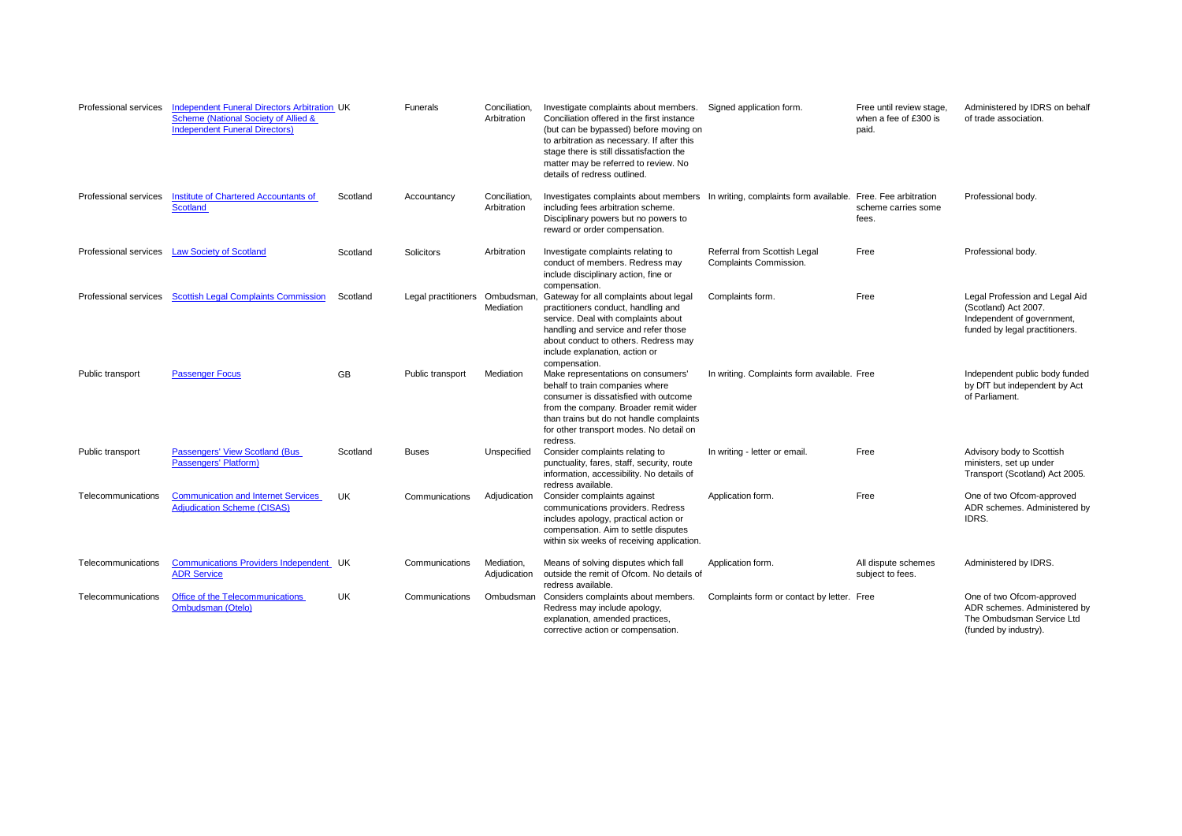| Professional services | Independent Funeral Directors Arbitration Scheme (National Society of Allied & Independent Funeral Directors) | UK | Funerals | Conciliation, Arbitration | Investigate complaints about members. Conciliation offered in the first instance (but can be bypassed) before moving on to arbitration as necessary. If after this stage there is still dissatisfaction the matter may be referred to review. No details of redress outlined. | Signed application form. | Free until review stage, when a fee of £300 is paid. | Administered by IDRS on behalf of trade association. |
|---|---|---|---|---|---|---|---|---|
| Professional services | Institute of Chartered Accountants of Scotland | Scotland | Accountancy | Conciliation, Arbitration | Investigates complaints about members including fees arbitration scheme. Disciplinary powers but no powers to reward or order compensation. | In writing, complaints form available. | Free. Fee arbitration scheme carries some fees. | Professional body. |
| Professional services | Law Society of Scotland | Scotland | Solicitors | Arbitration | Investigate complaints relating to conduct of members. Redress may include disciplinary action, fine or compensation. | Referral from Scottish Legal Complaints Commission. | Free | Professional body. |
| Professional services | Scottish Legal Complaints Commission | Scotland | Legal practitioners | Ombudsman, Mediation | Gateway for all complaints about legal practitioners conduct, handling and service. Deal with complaints about handling and service and refer those about conduct to others. Redress may include explanation, action or compensation. | Complaints form. | Free | Legal Profession and Legal Aid (Scotland) Act 2007. Independent of government, funded by legal practitioners. |
| Public transport | Passenger Focus | GB | Public transport | Mediation | Make representations on consumers' behalf to train companies where consumer is dissatisfied with outcome from the company. Broader remit wider than trains but do not handle complaints for other transport modes. No detail on redress. | In writing. Complaints form available. | Free | Independent public body funded by DfT but independent by Act of Parliament. |
| Public transport | Passengers' View Scotland (Bus Passengers' Platform) | Scotland | Buses | Unspecified | Consider complaints relating to punctuality, fares, staff, security, route information, accessibility. No details of redress available. | In writing - letter or email. | Free | Advisory body to Scottish ministers, set up under Transport (Scotland) Act 2005. |
| Telecommunications | Communication and Internet Services Adjudication Scheme (CISAS) | UK | Communications | Adjudication | Consider complaints against communications providers. Redress includes apology, practical action or compensation. Aim to settle disputes within six weeks of receiving application. | Application form. | Free | One of two Ofcom-approved ADR schemes. Administered by IDRS. |
| Telecommunications | Communications Providers Independent ADR Service | UK | Communications | Mediation, Adjudication | Means of solving disputes which fall outside the remit of Ofcom. No details of redress available. | Application form. | All dispute schemes subject to fees. | Administered by IDRS. |
| Telecommunications | Office of the Telecommunications Ombudsman (Otelo) | UK | Communications | Ombudsman | Considers complaints about members. Redress may include apology, explanation, amended practices, corrective action or compensation. | Complaints form or contact by letter. | Free | One of two Ofcom-approved ADR schemes. Administered by The Ombudsman Service Ltd (funded by industry). |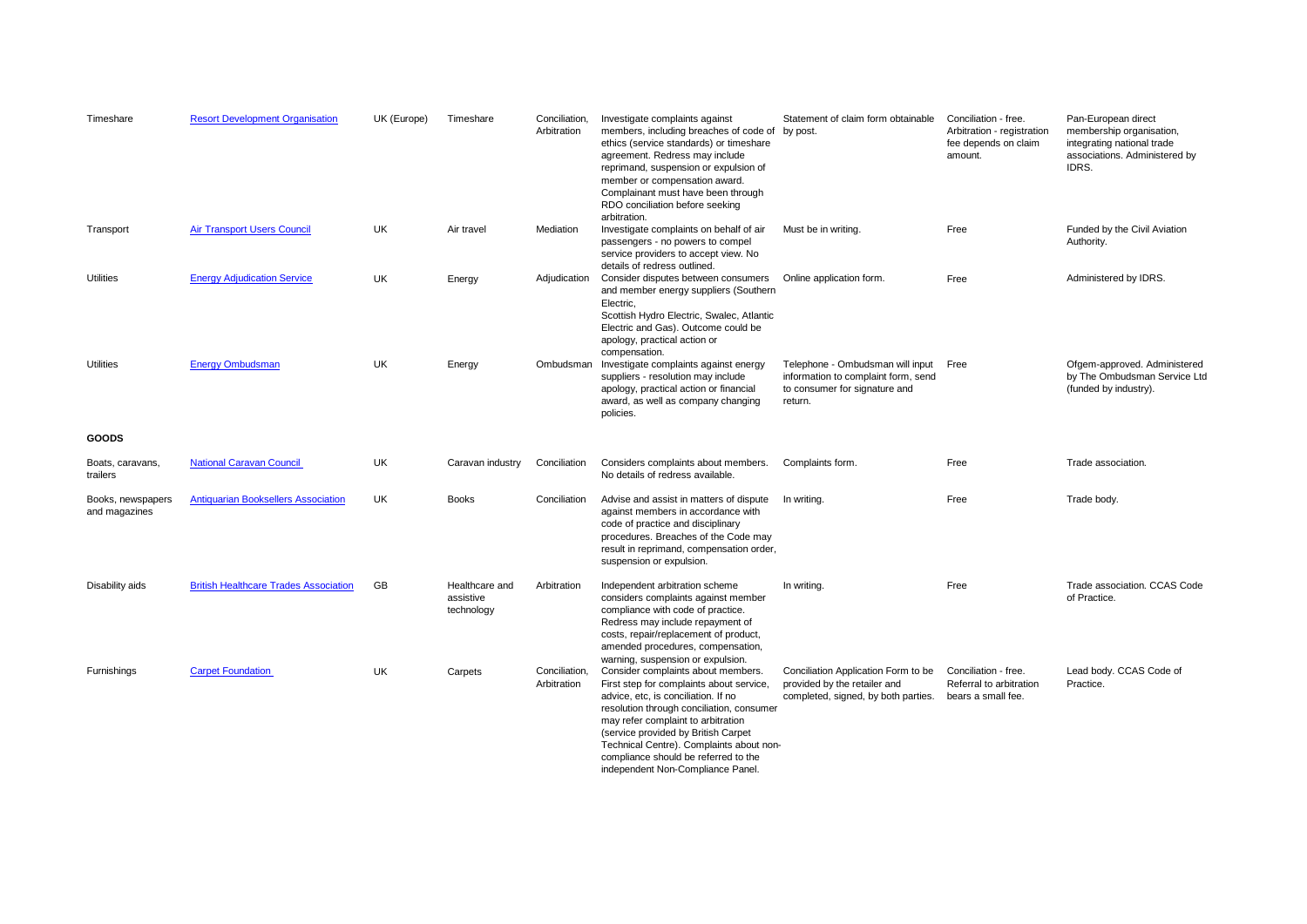| | | | | | | | | |
|---|---|---|---|---|---|---|---|---|
| Timeshare | Resort Development Organisation | UK (Europe) | Timeshare | Conciliation, Arbitration | Investigate complaints against members, including breaches of code of ethics (service standards) or timeshare agreement. Redress may include reprimand, suspension or expulsion of member or compensation award. Complainant must have been through RDO conciliation before seeking arbitration. | Statement of claim form obtainable by post. | Conciliation - free. Arbitration - registration fee depends on claim amount. | Pan-European direct membership organisation, integrating national trade associations. Administered by IDRS. |
| Transport | Air Transport Users Council | UK | Air travel | Mediation | Investigate complaints on behalf of air passengers - no powers to compel service providers to accept view. No details of redress outlined. | Must be in writing. | Free | Funded by the Civil Aviation Authority. |
| Utilities | Energy Adjudication Service | UK | Energy | Adjudication | Consider disputes between consumers and member energy suppliers (Southern Electric, Scottish Hydro Electric, Swalec, Atlantic Electric and Gas). Outcome could be apology, practical action or compensation. | Online application form. | Free | Administered by IDRS. |
| Utilities | Energy Ombudsman | UK | Energy | Ombudsman | Investigate complaints against energy suppliers - resolution may include apology, practical action or financial award, as well as company changing policies. | Telephone - Ombudsman will input information to complaint form, send to consumer for signature and return. | Free | Ofgem-approved. Administered by The Ombudsman Service Ltd (funded by industry). |
| **GOODS** | | | | | | | | |
| Boats, caravans, trailers | National Caravan Council | UK | Caravan industry | Conciliation | Considers complaints about members. No details of redress available. | Complaints form. | Free | Trade association. |
| Books, newspapers and magazines | Antiquarian Booksellers Association | UK | Books | Conciliation | Advise and assist in matters of dispute against members in accordance with code of practice and disciplinary procedures. Breaches of the Code may result in reprimand, compensation order, suspension or expulsion. | In writing. | Free | Trade body. |
| Disability aids | British Healthcare Trades Association | GB | Healthcare and assistive technology | Arbitration | Independent arbitration scheme considers complaints against member compliance with code of practice. Redress may include repayment of costs, repair/replacement of product, amended procedures, compensation, warning, suspension or expulsion. | In writing. | Free | Trade association. CCAS Code of Practice. |
| Furnishings | Carpet Foundation | UK | Carpets | Conciliation, Arbitration | Consider complaints about members. First step for complaints about service, advice, etc, is conciliation. If no resolution through conciliation, consumer may refer complaint to arbitration (service provided by British Carpet Technical Centre). Complaints about non-compliance should be referred to the independent Non-Compliance Panel. | Conciliation Application Form to be provided by the retailer and completed, signed, by both parties. | Conciliation - free. Referral to arbitration bears a small fee. | Lead body. CCAS Code of Practice. |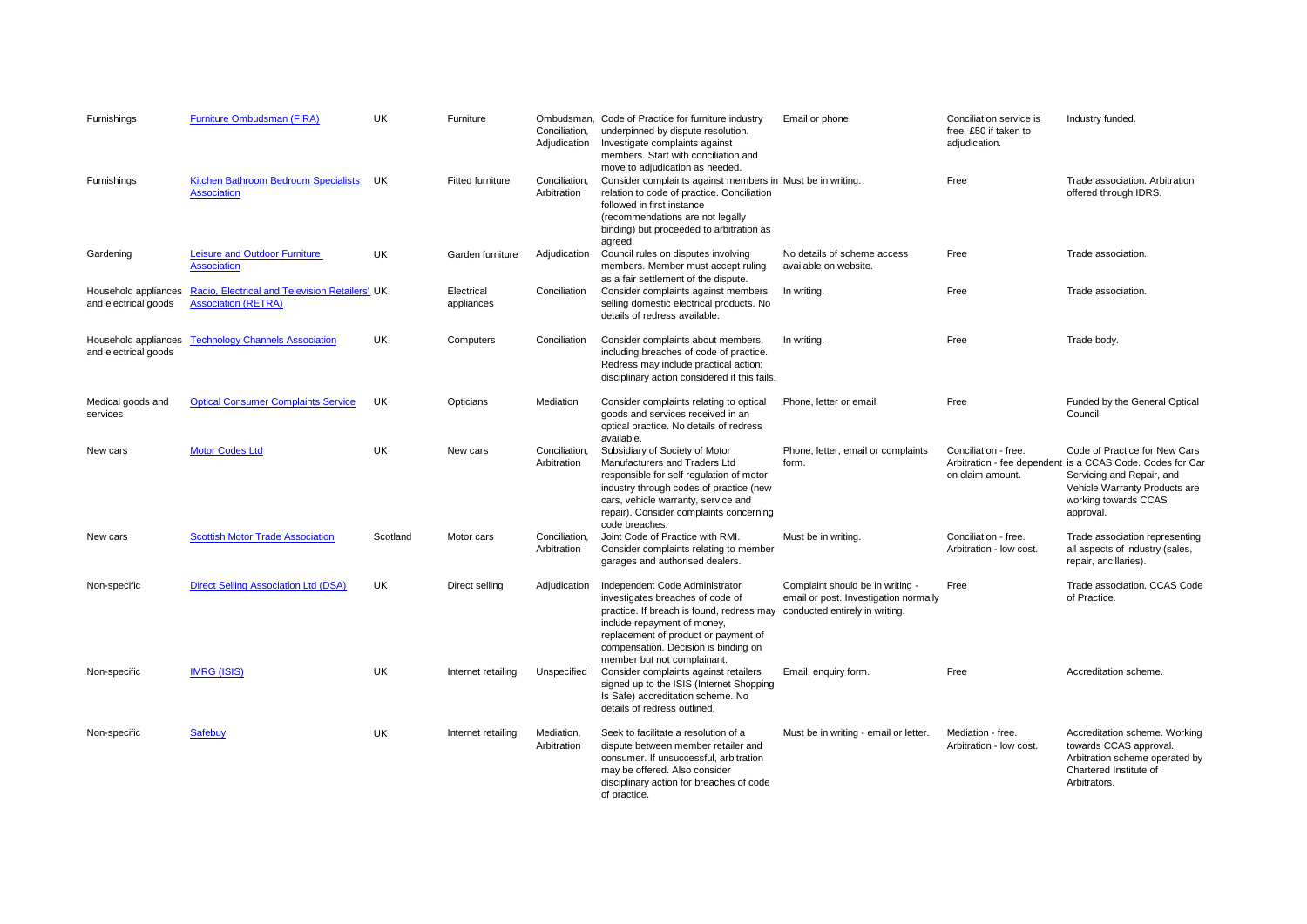| | | | | | | | | |
|---|---|---|---|---|---|---|---|---|
| Furnishings | [Furniture Ombudsman (FIRA)]() | UK | Furniture | Ombudsman, Conciliation, Adjudication | Code of Practice for furniture industry underpinned by dispute resolution. Investigate complaints against members. Start with conciliation and move to adjudication as needed. | Email or phone. | Conciliation service is free. £50 if taken to adjudication. | Industry funded. |
| Furnishings | [Kitchen Bathroom Bedroom Specialists Association]() | UK | Fitted furniture | Conciliation, Arbitration | Consider complaints against members in relation to code of practice. Conciliation followed in first instance (recommendations are not legally binding) but proceeded to arbitration as agreed. | Must be in writing. | Free | Trade association. Arbitration offered through IDRS. |
| Gardening | [Leisure and Outdoor Furniture Association]() | UK | Garden furniture | Adjudication | Council rules on disputes involving members. Member must accept ruling as a fair settlement of the dispute. | No details of scheme access available on website. | Free | Trade association. |
| Household appliances and electrical goods | [Radio, Electrical and Television Retailers' Association (RETRA)]() | UK | Electrical appliances | Conciliation | Consider complaints against members selling domestic electrical products. No details of redress available. | In writing. | Free | Trade association. |
| Household appliances and electrical goods | [Technology Channels Association]() | UK | Computers | Conciliation | Consider complaints about members, including breaches of code of practice. Redress may include practical action; disciplinary action considered if this fails. | In writing. | Free | Trade body. |
| Medical goods and services | [Optical Consumer Complaints Service]() | UK | Opticians | Mediation | Consider complaints relating to optical goods and services received in an optical practice. No details of redress available. | Phone, letter or email. | Free | Funded by the General Optical Council |
| New cars | [Motor Codes Ltd]() | UK | New cars | Conciliation, Arbitration | Subsidiary of Society of Motor Manufacturers and Traders Ltd responsible for self regulation of motor industry through codes of practice (new cars, vehicle warranty, service and repair). Consider complaints concerning code breaches. | Phone, letter, email or complaints form. | Conciliation - free. Arbitration - fee dependent on claim amount. | Code of Practice for New Cars is a CCAS Code. Codes for Car Servicing and Repair, and Vehicle Warranty Products are working towards CCAS approval. |
| New cars | [Scottish Motor Trade Association]() | Scotland | Motor cars | Conciliation, Arbitration | Joint Code of Practice with RMI. Consider complaints relating to member garages and authorised dealers. | Must be in writing. | Conciliation - free. Arbitration - low cost. | Trade association representing all aspects of industry (sales, repair, ancillaries). |
| Non-specific | [Direct Selling Association Ltd (DSA)]() | UK | Direct selling | Adjudication | Independent Code Administrator investigates breaches of code of practice. If breach is found, redress may include repayment of money, replacement of product or payment of compensation. Decision is binding on member but not complainant. | Complaint should be in writing - email or post. Investigation normally conducted entirely in writing. | Free | Trade association. CCAS Code of Practice. |
| Non-specific | [IMRG (ISIS)]() | UK | Internet retailing | Unspecified | Consider complaints against retailers signed up to the ISIS (Internet Shopping Is Safe) accreditation scheme. No details of redress outlined. | Email, enquiry form. | Free | Accreditation scheme. |
| Non-specific | [Safebuy]() | UK | Internet retailing | Mediation, Arbitration | Seek to facilitate a resolution of a dispute between member retailer and consumer. If unsuccessful, arbitration may be offered. Also consider disciplinary action for breaches of code of practice. | Must be in writing - email or letter. | Mediation - free. Arbitration - low cost. | Accreditation scheme. Working towards CCAS approval. Arbitration scheme operated by Chartered Institute of Arbitrators. |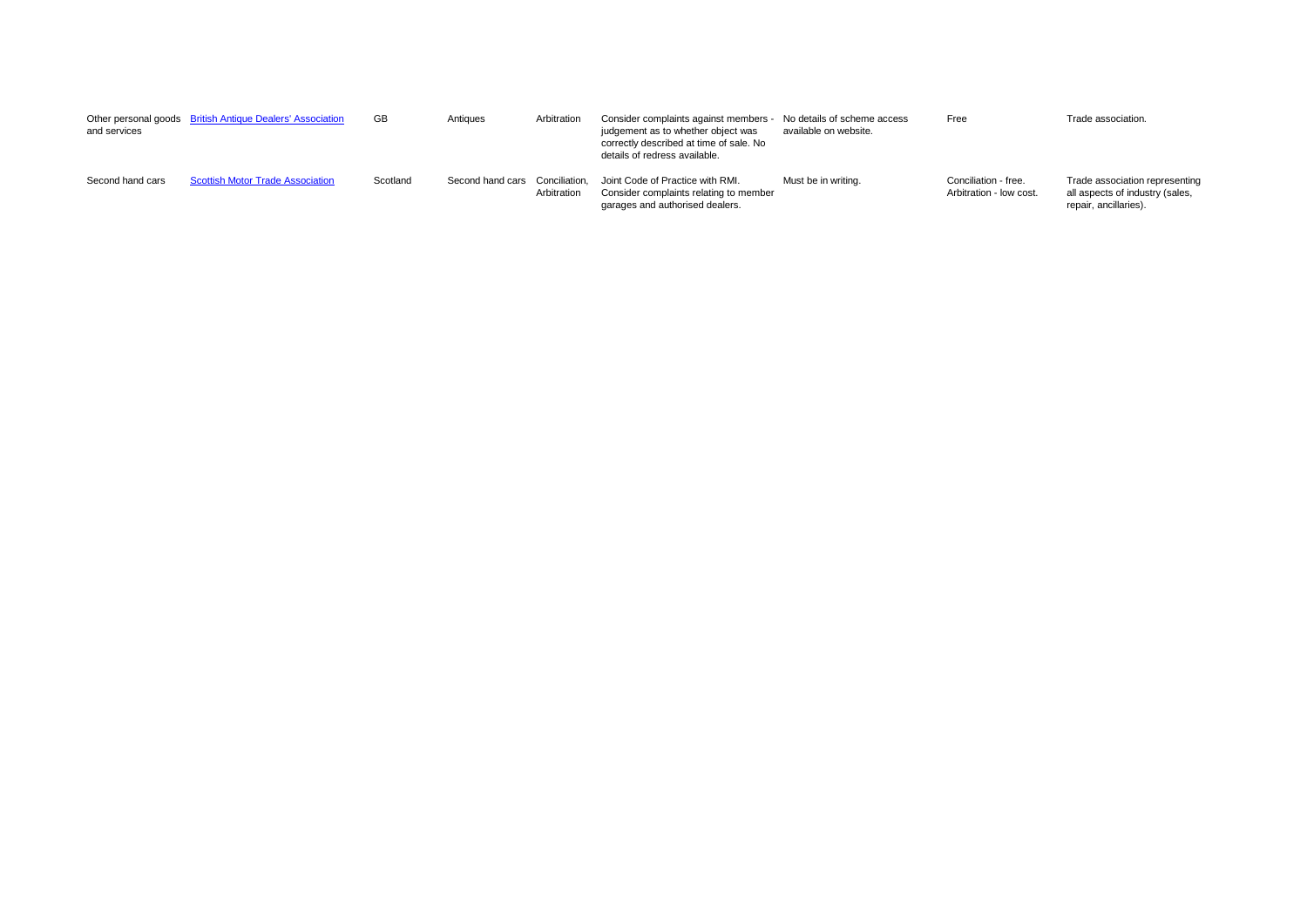| | | | | | | | | |
|---|---|---|---|---|---|---|---|---|
| Other personal goods and services | British Antique Dealers' Association | GB | Antiques | Arbitration | Consider complaints against members - judgement as to whether object was correctly described at time of sale. No details of redress available. | No details of scheme access available on website. | Free | Trade association. |
| Second hand cars | Scottish Motor Trade Association | Scotland | Second hand cars | Conciliation, Arbitration | Joint Code of Practice with RMI. Consider complaints relating to member garages and authorised dealers. | Must be in writing. | Conciliation - free. Arbitration - low cost. | Trade association representing all aspects of industry (sales, repair, ancillaries). |